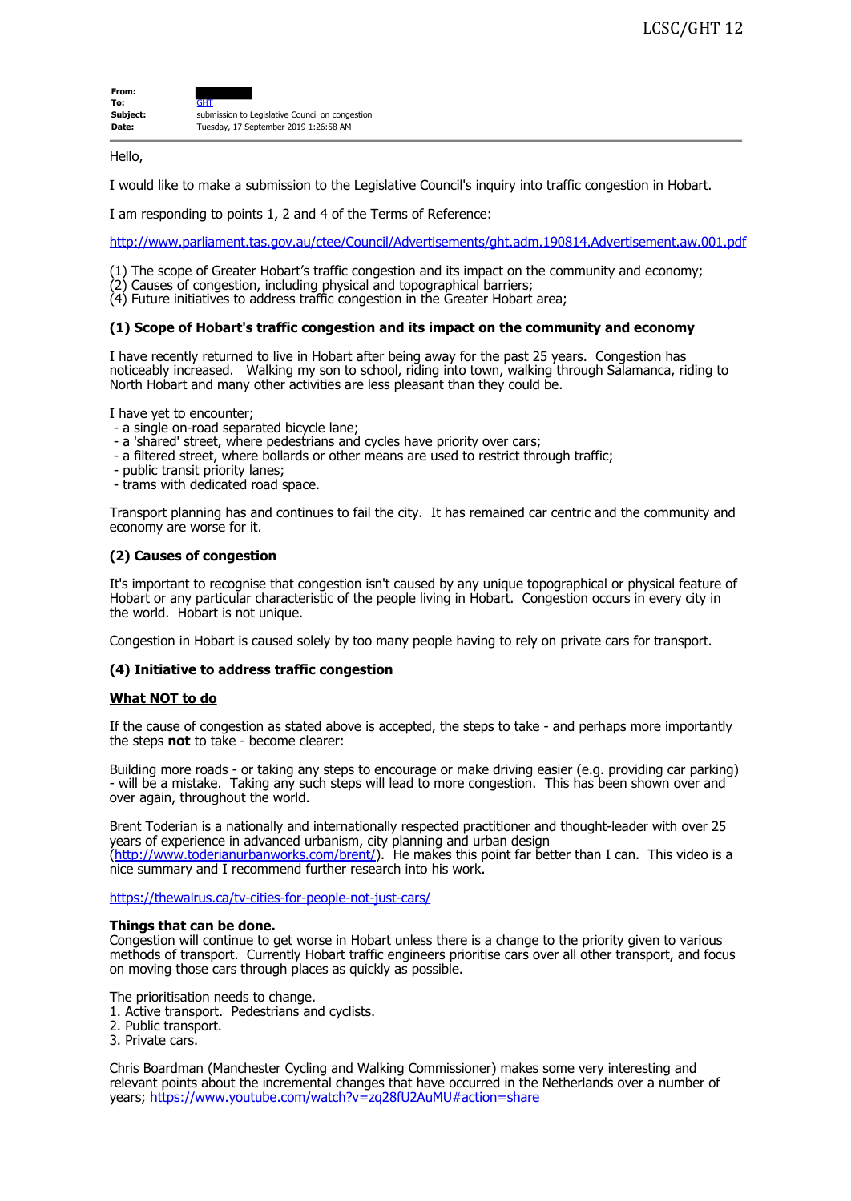| | |
|---|---|
| **From:** | |
| **To:** | GHT |
| **Subject:** | submission to Legislative Council on congestion |
| **Date:** | Tuesday, 17 September 2019 1:26:58 AM |

Hello,

I would like to make a submission to the Legislative Council's inquiry into traffic congestion in Hobart.

I am responding to points 1, 2 and 4 of the Terms of Reference:

http://www.parliament.tas.gov.au/ctee/Council/Advertisements/ght.adm.190814.Advertisement.aw.001.pdf

(1) The scope of Greater Hobart's traffic congestion and its impact on the community and economy;
(2) Causes of congestion, including physical and topographical barriers;
(4) Future initiatives to address traffic congestion in the Greater Hobart area;

**(1) Scope of Hobart's traffic congestion and its impact on the community and economy**

I have recently returned to live in Hobart after being away for the past 25 years. Congestion has noticeably increased. Walking my son to school, riding into town, walking through Salamanca, riding to North Hobart and many other activities are less pleasant than they could be.

I have yet to encounter;
- a single on-road separated bicycle lane;
- a 'shared' street, where pedestrians and cycles have priority over cars;
- a filtered street, where bollards or other means are used to restrict through traffic;
- public transit priority lanes;
- trams with dedicated road space.

Transport planning has and continues to fail the city. It has remained car centric and the community and economy are worse for it.

**(2) Causes of congestion**

It's important to recognise that congestion isn't caused by any unique topographical or physical feature of Hobart or any particular characteristic of the people living in Hobart. Congestion occurs in every city in the world. Hobart is not unique.

Congestion in Hobart is caused solely by too many people having to rely on private cars for transport.

**(4) Initiative to address traffic congestion**

**<u>What NOT to do</u>**

If the cause of congestion as stated above is accepted, the steps to take - and perhaps more importantly the steps **not** to take - become clearer:

Building more roads - or taking any steps to encourage or make driving easier (e.g. providing car parking) - will be a mistake. Taking any such steps will lead to more congestion. This has been shown over and over again, throughout the world.

Brent Toderian is a nationally and internationally respected practitioner and thought-leader with over 25 years of experience in advanced urbanism, city planning and urban design (http://www.toderianurbanworks.com/brent/). He makes this point far better than I can. This video is a nice summary and I recommend further research into his work.

https://thewalrus.ca/tv-cities-for-people-not-just-cars/

**Things that can be done.**
Congestion will continue to get worse in Hobart unless there is a change to the priority given to various methods of transport. Currently Hobart traffic engineers prioritise cars over all other transport, and focus on moving those cars through places as quickly as possible.

The prioritisation needs to change.
1. Active transport. Pedestrians and cyclists.
2. Public transport.
3. Private cars.

Chris Boardman (Manchester Cycling and Walking Commissioner) makes some very interesting and relevant points about the incremental changes that have occurred in the Netherlands over a number of years; https://www.youtube.com/watch?v=zq28fU2AuMU#action=share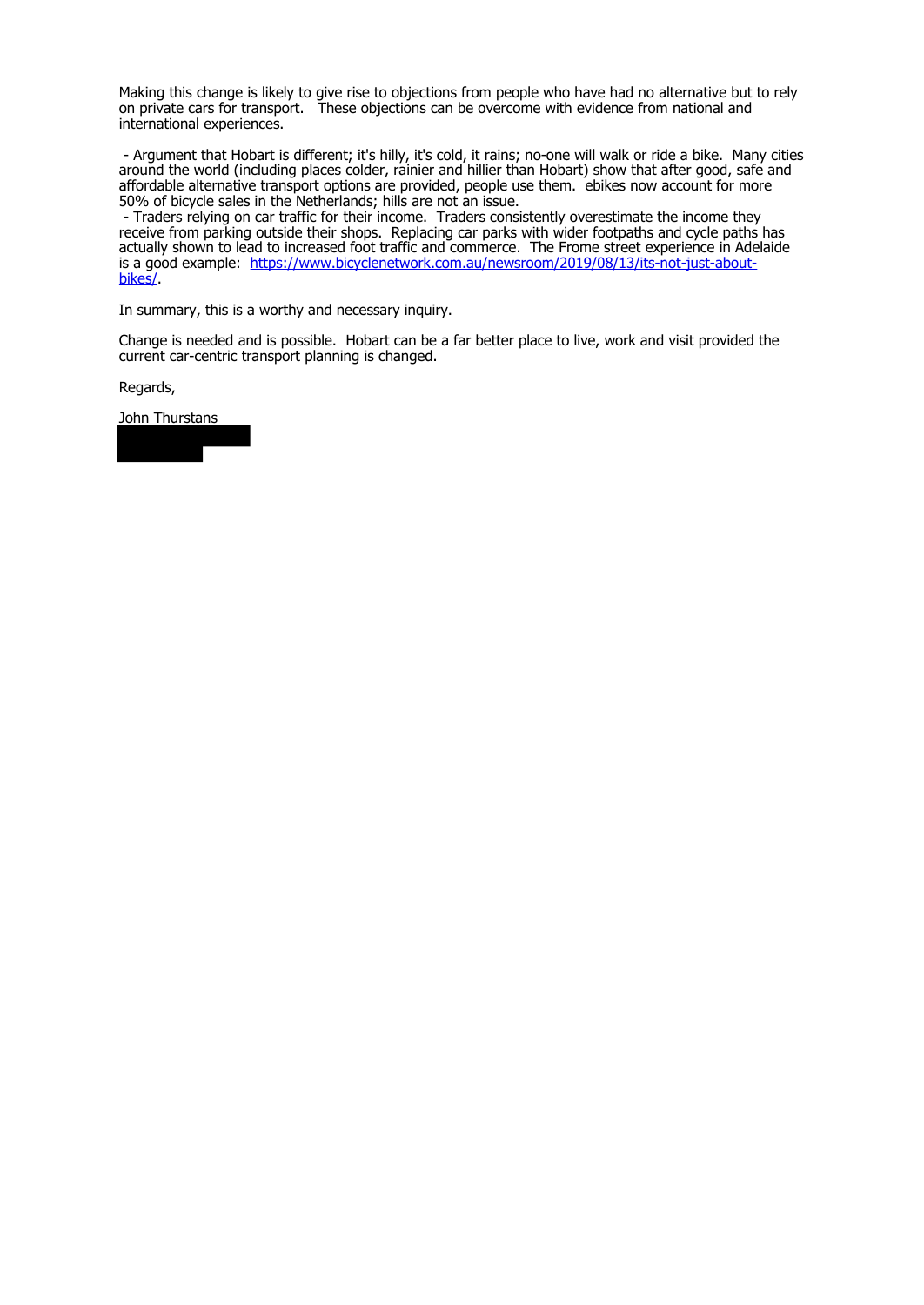Making this change is likely to give rise to objections from people who have had no alternative but to rely on private cars for transport. These objections can be overcome with evidence from national and international experiences.

- Argument that Hobart is different; it's hilly, it's cold, it rains; no-one will walk or ride a bike. Many cities around the world (including places colder, rainier and hillier than Hobart) show that after good, safe and affordable alternative transport options are provided, people use them. ebikes now account for more 50% of bicycle sales in the Netherlands; hills are not an issue.
- Traders relying on car traffic for their income. Traders consistently overestimate the income they receive from parking outside their shops. Replacing car parks with wider footpaths and cycle paths has actually shown to lead to increased foot traffic and commerce. The Frome street experience in Adelaide is a good example: [https://www.bicyclenetwork.com.au/newsroom/2019/08/13/its-not-just-about-bikes/](https://www.bicyclenetwork.com.au/newsroom/2019/08/13/its-not-just-about-bikes/).

In summary, this is a worthy and necessary inquiry.

Change is needed and is possible. Hobart can be a far better place to live, work and visit provided the current car-centric transport planning is changed.

Regards,

John Thurstans